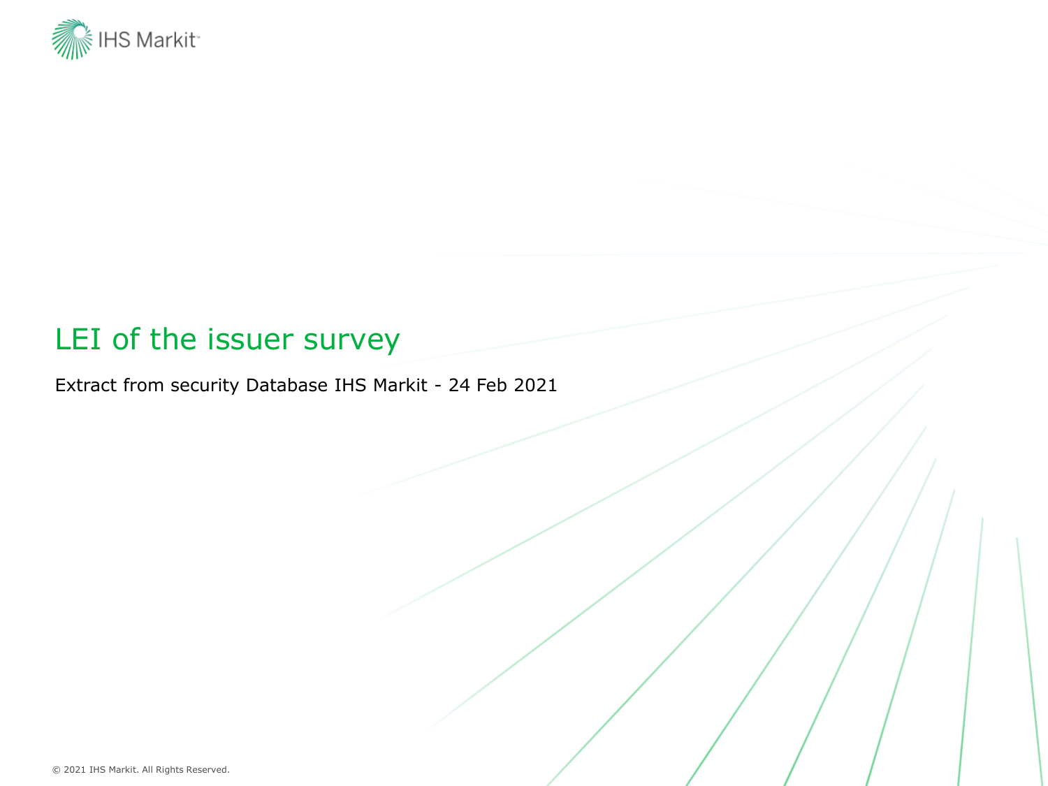# LEI of the issuer survey

Extract from security Database IHS Markit - 24 Feb 2021

© 2021 IHS Markit. All Rights Reserved.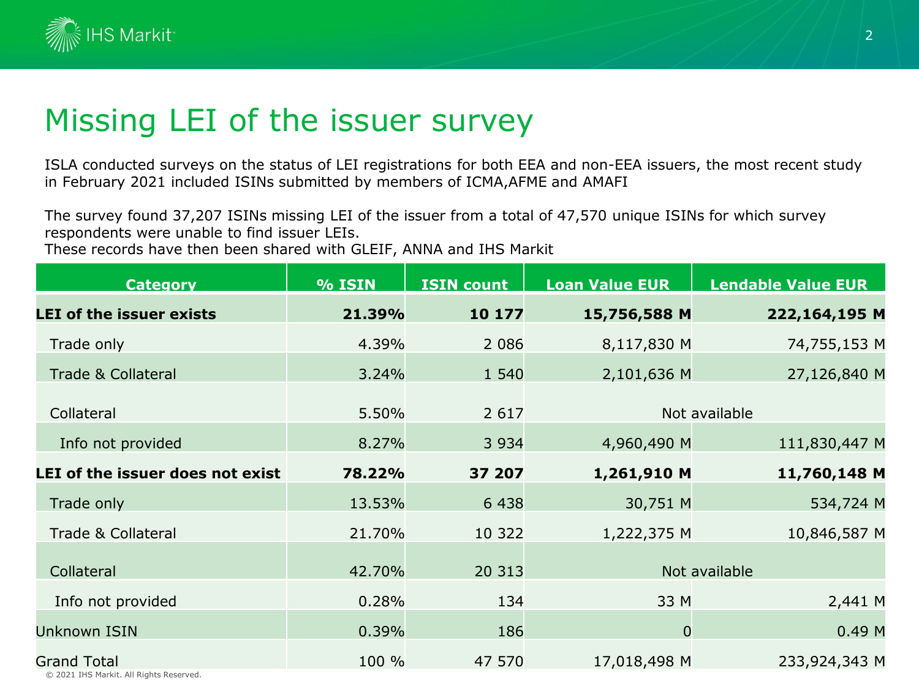# Missing LEI of the issuer survey

ISLA conducted surveys on the status of LEI registrations for both EEA and non-EEA issuers, the most recent study in February 2021 included ISINs submitted by members of ICMA,AFME and AMAFI

The survey found 37,207 ISINs missing LEI of the issuer from a total of 47,570 unique ISINs for which survey respondents were unable to find issuer LEIs.
These records have then been shared with GLEIF, ANNA and IHS Markit

| Category | % ISIN | ISIN count | Loan Value EUR | Lendable Value EUR |
|---|---|---|---|---|
| **LEI of the issuer exists** | **21.39%** | **10 177** | **15,756,588 M** | **222,164,195 M** |
| Trade only | 4.39% | 2 086 | 8,117,830 M | 74,755,153 M |
| Trade & Collateral | 3.24% | 1 540 | 2,101,636 M | 27,126,840 M |
| Collateral | 5.50% | 2 617 | Not available | |
| Info not provided | 8.27% | 3 934 | 4,960,490 M | 111,830,447 M |
| **LEI of the issuer does not exist** | **78.22%** | **37 207** | **1,261,910 M** | **11,760,148 M** |
| Trade only | 13.53% | 6 438 | 30,751 M | 534,724 M |
| Trade & Collateral | 21.70% | 10 322 | 1,222,375 M | 10,846,587 M |
| Collateral | 42.70% | 20 313 | Not available | |
| Info not provided | 0.28% | 134 | 33 M | 2,441 M |
| Unknown ISIN | 0.39% | 186 | 0 | 0.49 M |
| Grand Total | 100 % | 47 570 | 17,018,498 M | 233,924,343 M |

© 2021 IHS Markit. All Rights Reserved.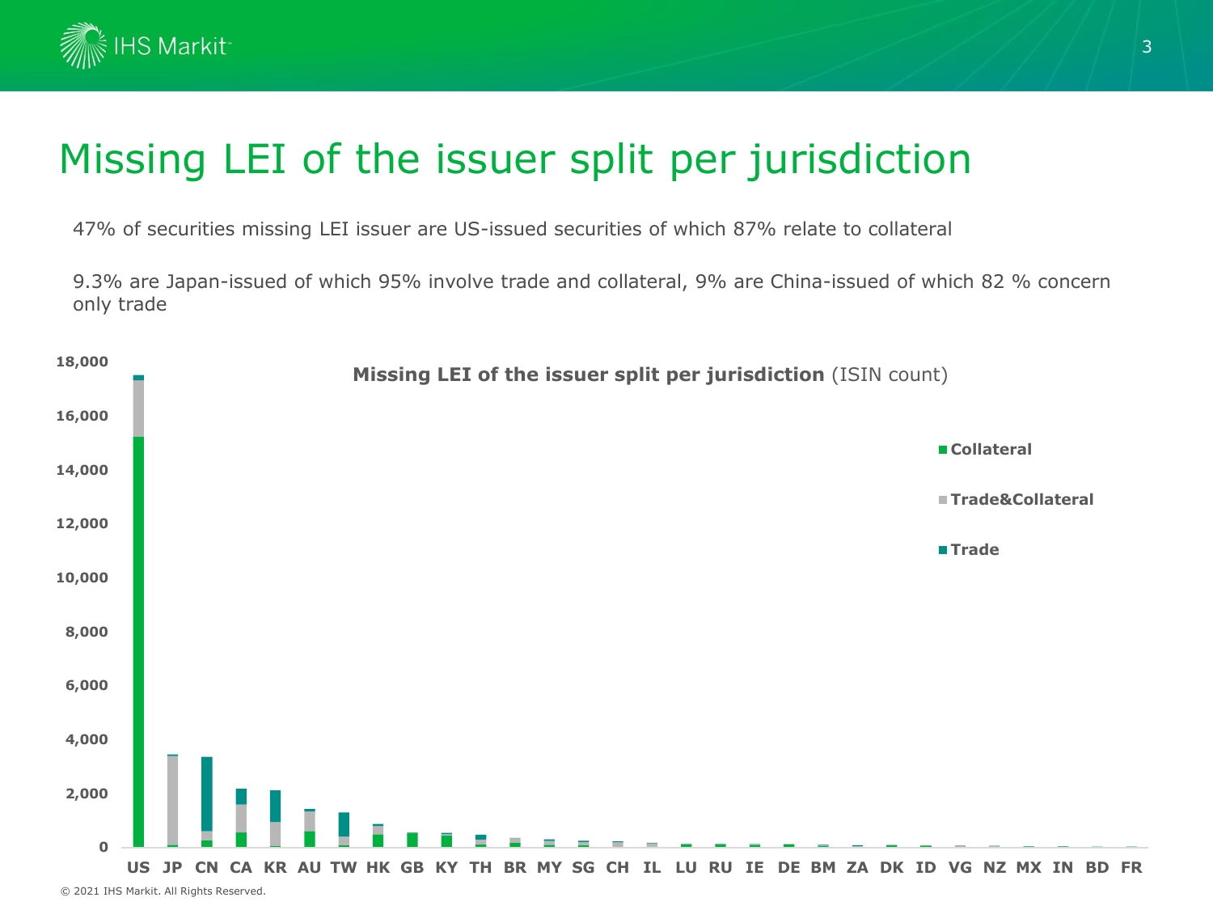# Missing LEI of the issuer split per jurisdiction

47% of securities missing LEI issuer are US-issued securities of which 87% relate to collateral

9.3% are Japan-issued of which 95% involve trade and collateral, 9% are China-issued of which 82 % concern only trade

**Missing LEI of the issuer split per jurisdiction** (ISIN count)

Legend: Collateral, Trade&Collateral, Trade

Y-axis: 0, 2,000, 4,000, 6,000, 8,000, 10,000, 12,000, 14,000, 16,000, 18,000

X-axis: US, JP, CN, CA, KR, AU, TW, HK, GB, KY, TH, BR, MY, SG, CH, IL, LU, RU, IE, DE, BM, ZA, DK, ID, VG, NZ, MX, IN, BD, FR

© 2021 IHS Markit. All Rights Reserved.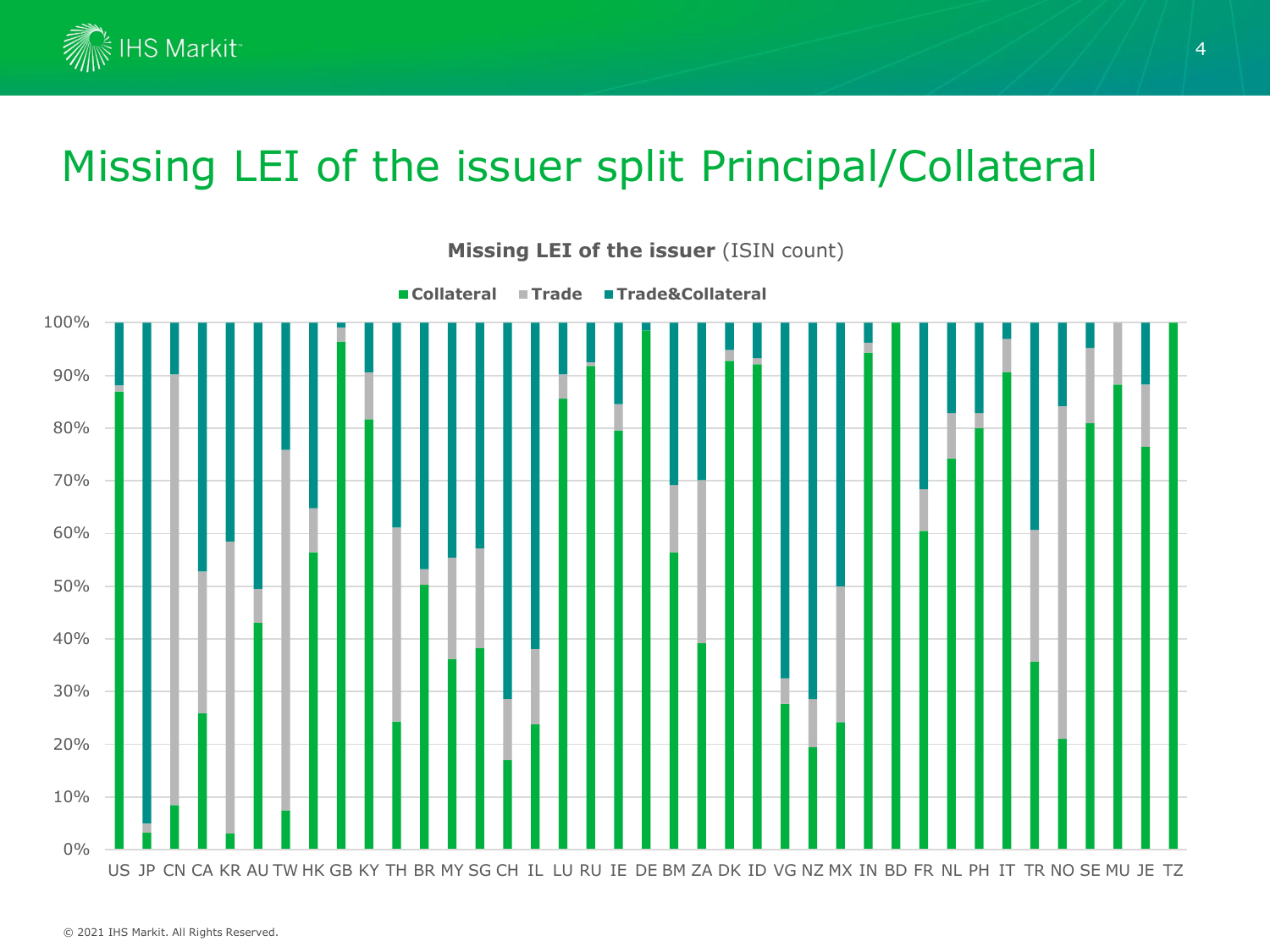# Missing LEI of the issuer split Principal/Collateral

**Missing LEI of the issuer** (ISIN count)

■ Collateral ■ Trade ■ Trade&Collateral

100%
90%
80%
70%
60%
50%
40%
30%
20%
10%
0%

US JP CN CA KR AU TW HK GB KY TH BR MY SG CH IL LU RU IE DE BM ZA DK ID VG NZ MX IN BD FR NL PH IT TR NO SE MU JE TZ

© 2021 IHS Markit. All Rights Reserved.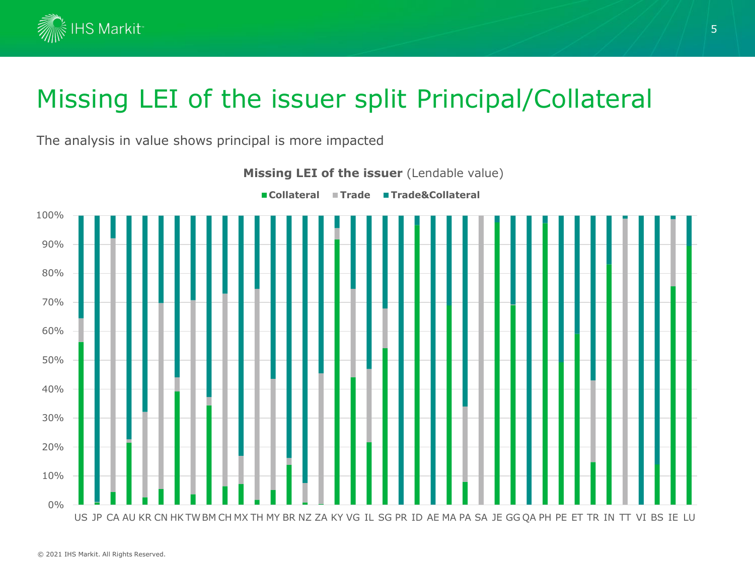# Missing LEI of the issuer split Principal/Collateral

The analysis in value shows principal is more impacted

**Missing LEI of the issuer** (Lendable value)

■ Collateral ■ Trade ■ Trade&Collateral

US JP CA AU KR CN HK TW BM CH MX TH MY BR NZ ZA KY VG IL SG PR ID AE MA PA SA JE GG QA PH PE ET TR IN TT VI BS IE LU

© 2021 IHS Markit. All Rights Reserved.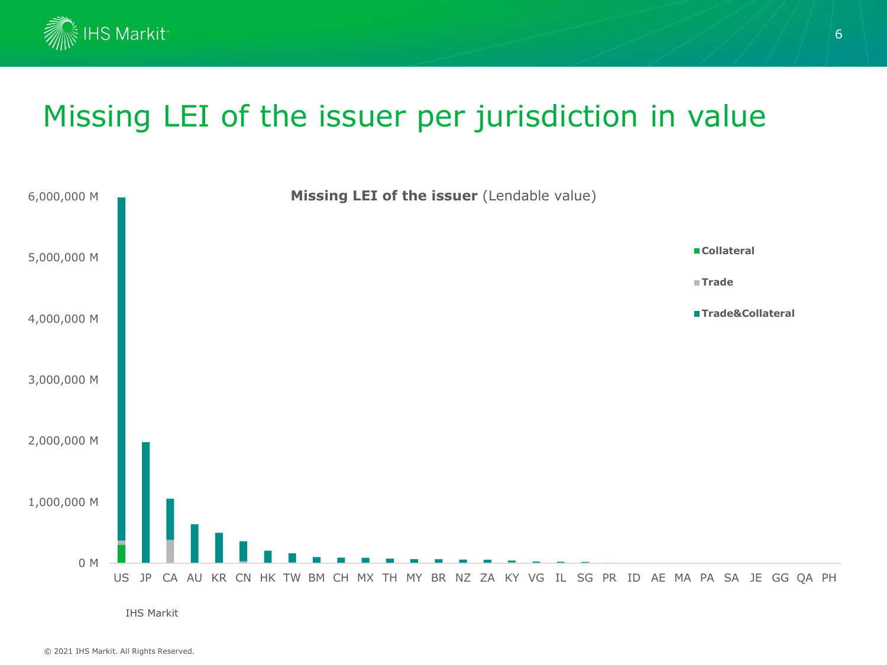# Missing LEI of the issuer per jurisdiction in value

**Missing LEI of the issuer** (Lendable value)

6,000,000 M
5,000,000 M
4,000,000 M
3,000,000 M
2,000,000 M
1,000,000 M
0 M

US JP CA AU KR CN HK TW BM CH MX TH MY BR NZ ZA KY VG IL SG PR ID AE MA PA SA JE GG QA PH

■ Collateral
■ Trade
■ Trade&Collateral

IHS Markit

© 2021 IHS Markit. All Rights Reserved.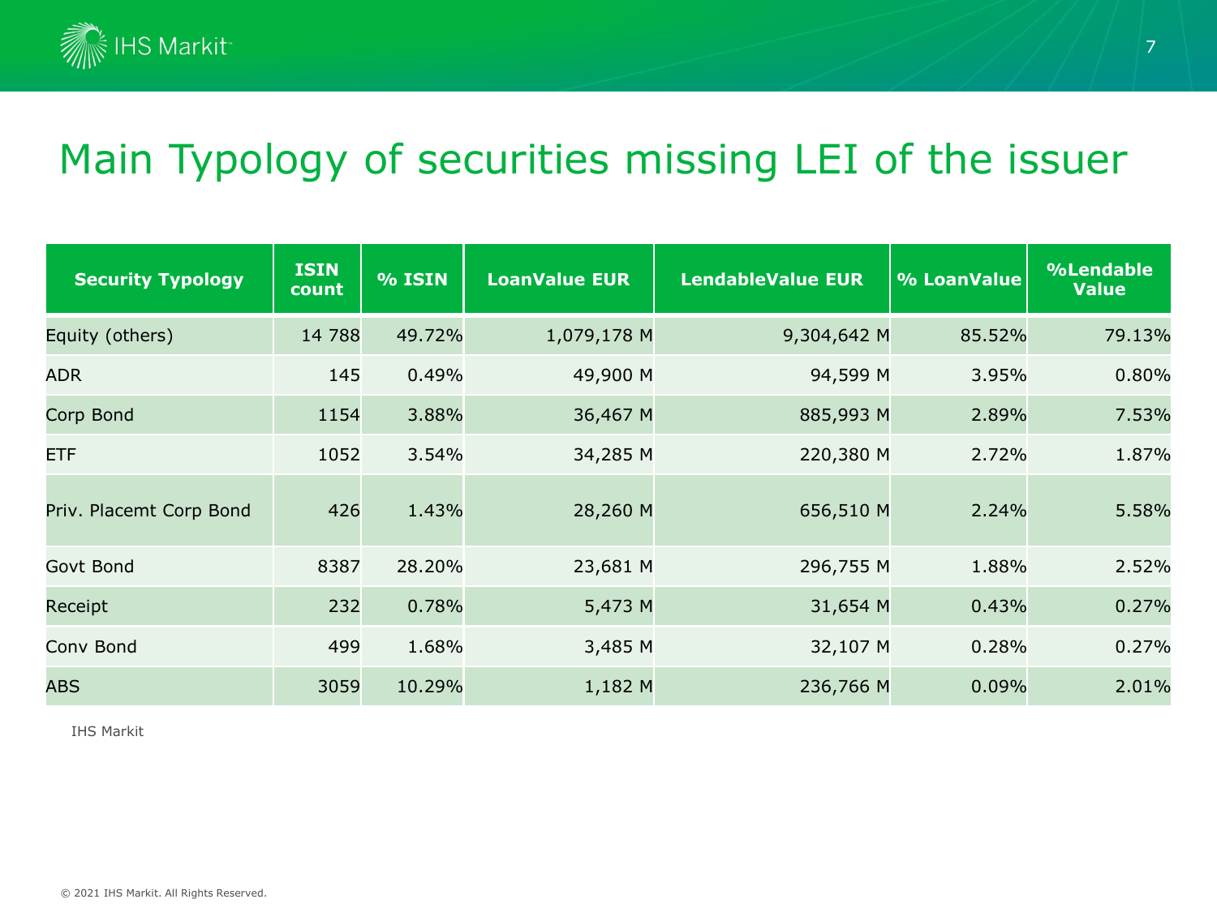# Main Typology of securities missing LEI of the issuer

| Security Typology | ISIN count | % ISIN | LoanValue EUR | LendableValue EUR | % LoanValue | %Lendable Value |
|---|---|---|---|---|---|---|
| Equity (others) | 14 788 | 49.72% | 1,079,178 M | 9,304,642 M | 85.52% | 79.13% |
| ADR | 145 | 0.49% | 49,900 M | 94,599 M | 3.95% | 0.80% |
| Corp Bond | 1154 | 3.88% | 36,467 M | 885,993 M | 2.89% | 7.53% |
| ETF | 1052 | 3.54% | 34,285 M | 220,380 M | 2.72% | 1.87% |
| Priv. Placemt Corp Bond | 426 | 1.43% | 28,260 M | 656,510 M | 2.24% | 5.58% |
| Govt Bond | 8387 | 28.20% | 23,681 M | 296,755 M | 1.88% | 2.52% |
| Receipt | 232 | 0.78% | 5,473 M | 31,654 M | 0.43% | 0.27% |
| Conv Bond | 499 | 1.68% | 3,485 M | 32,107 M | 0.28% | 0.27% |
| ABS | 3059 | 10.29% | 1,182 M | 236,766 M | 0.09% | 2.01% |

IHS Markit

© 2021 IHS Markit. All Rights Reserved.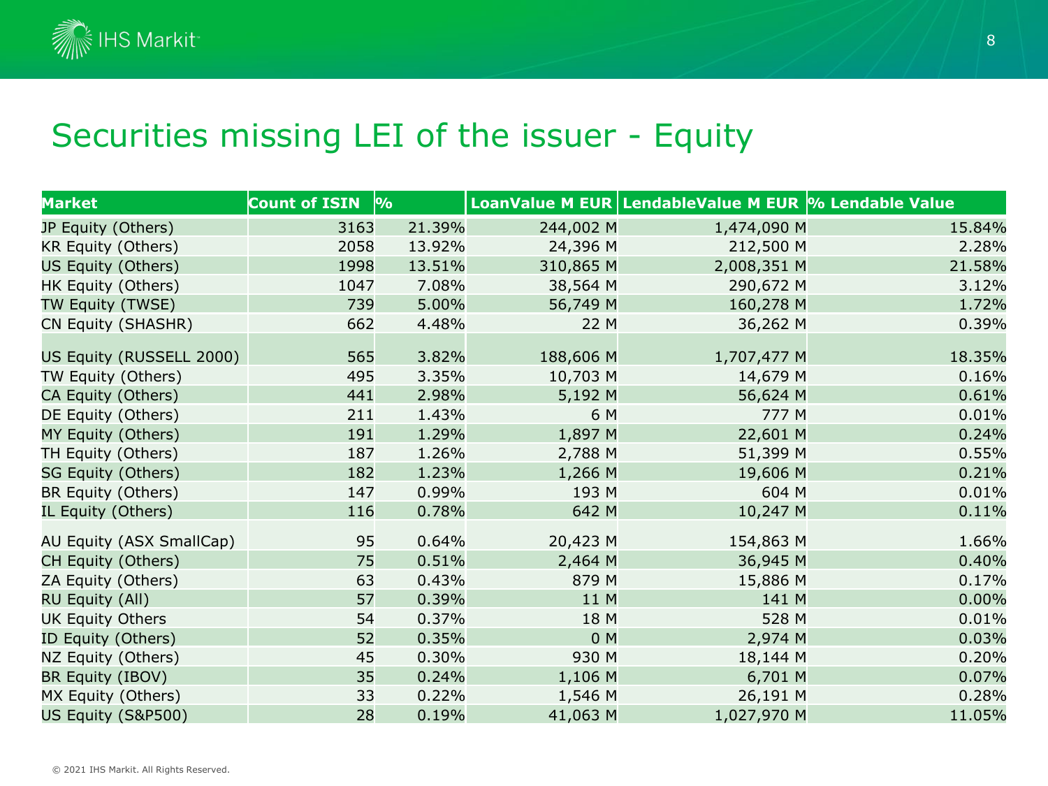# Securities missing LEI of the issuer - Equity

| Market | Count of ISIN | % | LoanValue M EUR | LendableValue M EUR | % Lendable Value |
|---|---|---|---|---|---|
| JP Equity (Others) | 3163 | 21.39% | 244,002 M | 1,474,090 M | 15.84% |
| KR Equity (Others) | 2058 | 13.92% | 24,396 M | 212,500 M | 2.28% |
| US Equity (Others) | 1998 | 13.51% | 310,865 M | 2,008,351 M | 21.58% |
| HK Equity (Others) | 1047 | 7.08% | 38,564 M | 290,672 M | 3.12% |
| TW Equity (TWSE) | 739 | 5.00% | 56,749 M | 160,278 M | 1.72% |
| CN Equity (SHASHR) | 662 | 4.48% | 22 M | 36,262 M | 0.39% |
| US Equity (RUSSELL 2000) | 565 | 3.82% | 188,606 M | 1,707,477 M | 18.35% |
| TW Equity (Others) | 495 | 3.35% | 10,703 M | 14,679 M | 0.16% |
| CA Equity (Others) | 441 | 2.98% | 5,192 M | 56,624 M | 0.61% |
| DE Equity (Others) | 211 | 1.43% | 6 M | 777 M | 0.01% |
| MY Equity (Others) | 191 | 1.29% | 1,897 M | 22,601 M | 0.24% |
| TH Equity (Others) | 187 | 1.26% | 2,788 M | 51,399 M | 0.55% |
| SG Equity (Others) | 182 | 1.23% | 1,266 M | 19,606 M | 0.21% |
| BR Equity (Others) | 147 | 0.99% | 193 M | 604 M | 0.01% |
| IL Equity (Others) | 116 | 0.78% | 642 M | 10,247 M | 0.11% |
| AU Equity (ASX SmallCap) | 95 | 0.64% | 20,423 M | 154,863 M | 1.66% |
| CH Equity (Others) | 75 | 0.51% | 2,464 M | 36,945 M | 0.40% |
| ZA Equity (Others) | 63 | 0.43% | 879 M | 15,886 M | 0.17% |
| RU Equity (All) | 57 | 0.39% | 11 M | 141 M | 0.00% |
| UK Equity Others | 54 | 0.37% | 18 M | 528 M | 0.01% |
| ID Equity (Others) | 52 | 0.35% | 0 M | 2,974 M | 0.03% |
| NZ Equity (Others) | 45 | 0.30% | 930 M | 18,144 M | 0.20% |
| BR Equity (IBOV) | 35 | 0.24% | 1,106 M | 6,701 M | 0.07% |
| MX Equity (Others) | 33 | 0.22% | 1,546 M | 26,191 M | 0.28% |
| US Equity (S&P500) | 28 | 0.19% | 41,063 M | 1,027,970 M | 11.05% |

© 2021 IHS Markit. All Rights Reserved.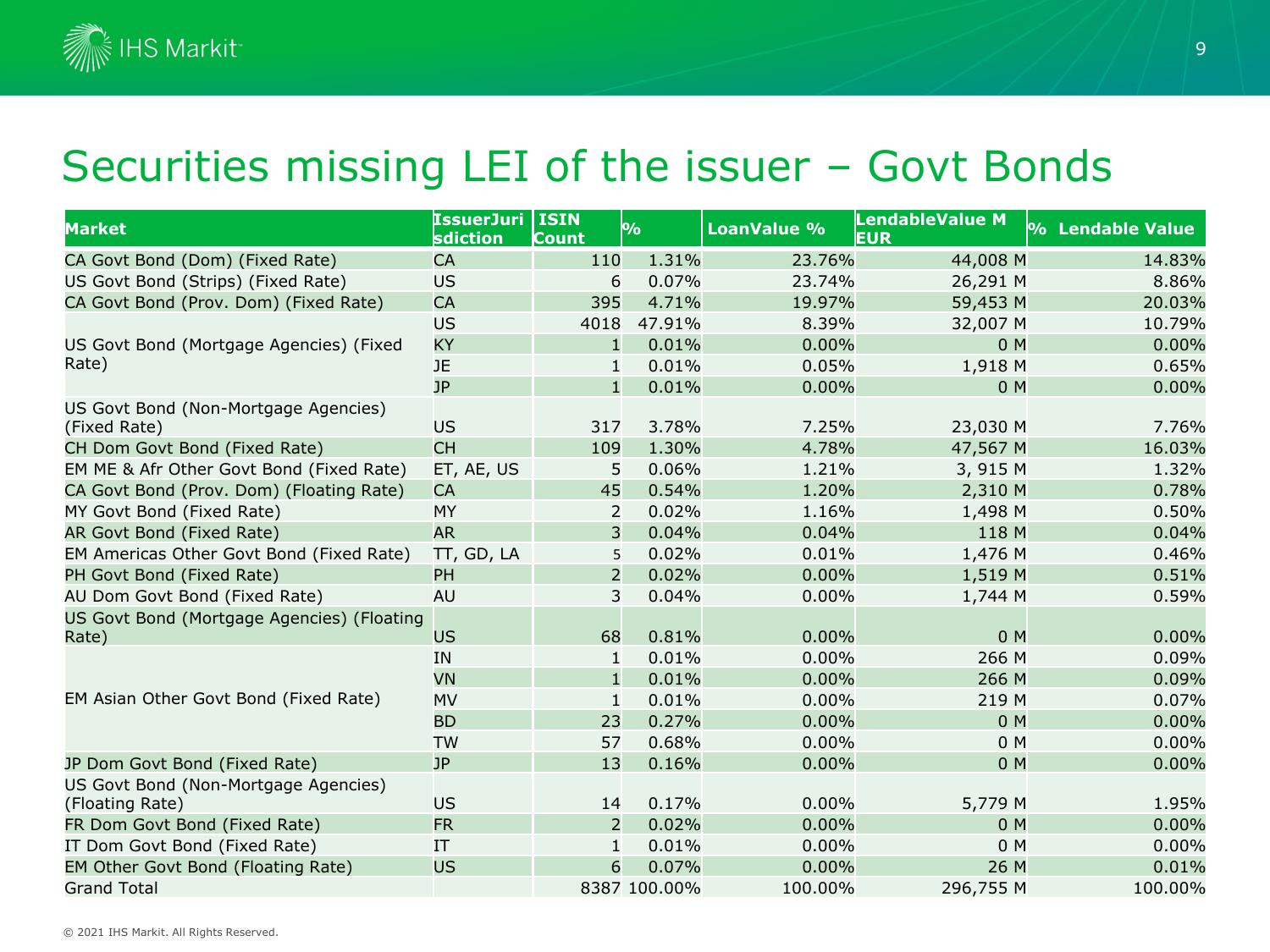# Securities missing LEI of the issuer – Govt Bonds

| Market | IssuerJurisdiction | ISIN Count | % | LoanValue % | LendableValue M EUR | % Lendable Value |
|---|---|---|---|---|---|---|
| CA Govt Bond (Dom) (Fixed Rate) | CA | 110 | 1.31% | 23.76% | 44,008 M | 14.83% |
| US Govt Bond (Strips) (Fixed Rate) | US | 6 | 0.07% | 23.74% | 26,291 M | 8.86% |
| CA Govt Bond (Prov. Dom) (Fixed Rate) | CA | 395 | 4.71% | 19.97% | 59,453 M | 20.03% |
| US Govt Bond (Mortgage Agencies) (Fixed Rate) | US | 4018 | 47.91% | 8.39% | 32,007 M | 10.79% |
| | KY | 1 | 0.01% | 0.00% | 0 M | 0.00% |
| | JE | 1 | 0.01% | 0.05% | 1,918 M | 0.65% |
| | JP | 1 | 0.01% | 0.00% | 0 M | 0.00% |
| US Govt Bond (Non-Mortgage Agencies) (Fixed Rate) | US | 317 | 3.78% | 7.25% | 23,030 M | 7.76% |
| CH Dom Govt Bond (Fixed Rate) | CH | 109 | 1.30% | 4.78% | 47,567 M | 16.03% |
| EM ME & Afr Other Govt Bond (Fixed Rate) | ET, AE, US | 5 | 0.06% | 1.21% | 3, 915 M | 1.32% |
| CA Govt Bond (Prov. Dom) (Floating Rate) | CA | 45 | 0.54% | 1.20% | 2,310 M | 0.78% |
| MY Govt Bond (Fixed Rate) | MY | 2 | 0.02% | 1.16% | 1,498 M | 0.50% |
| AR Govt Bond (Fixed Rate) | AR | 3 | 0.04% | 0.04% | 118 M | 0.04% |
| EM Americas Other Govt Bond (Fixed Rate) | TT, GD, LA | 5 | 0.02% | 0.01% | 1,476 M | 0.46% |
| PH Govt Bond (Fixed Rate) | PH | 2 | 0.02% | 0.00% | 1,519 M | 0.51% |
| AU Dom Govt Bond (Fixed Rate) | AU | 3 | 0.04% | 0.00% | 1,744 M | 0.59% |
| US Govt Bond (Mortgage Agencies) (Floating Rate) | US | 68 | 0.81% | 0.00% | 0 M | 0.00% |
| EM Asian Other Govt Bond (Fixed Rate) | IN | 1 | 0.01% | 0.00% | 266 M | 0.09% |
| | VN | 1 | 0.01% | 0.00% | 266 M | 0.09% |
| | MV | 1 | 0.01% | 0.00% | 219 M | 0.07% |
| | BD | 23 | 0.27% | 0.00% | 0 M | 0.00% |
| | TW | 57 | 0.68% | 0.00% | 0 M | 0.00% |
| JP Dom Govt Bond (Fixed Rate) | JP | 13 | 0.16% | 0.00% | 0 M | 0.00% |
| US Govt Bond (Non-Mortgage Agencies) (Floating Rate) | US | 14 | 0.17% | 0.00% | 5,779 M | 1.95% |
| FR Dom Govt Bond (Fixed Rate) | FR | 2 | 0.02% | 0.00% | 0 M | 0.00% |
| IT Dom Govt Bond (Fixed Rate) | IT | 1 | 0.01% | 0.00% | 0 M | 0.00% |
| EM Other Govt Bond (Floating Rate) | US | 6 | 0.07% | 0.00% | 26 M | 0.01% |
| Grand Total | | 8387 | 100.00% | 100.00% | 296,755 M | 100.00% |

© 2021 IHS Markit. All Rights Reserved.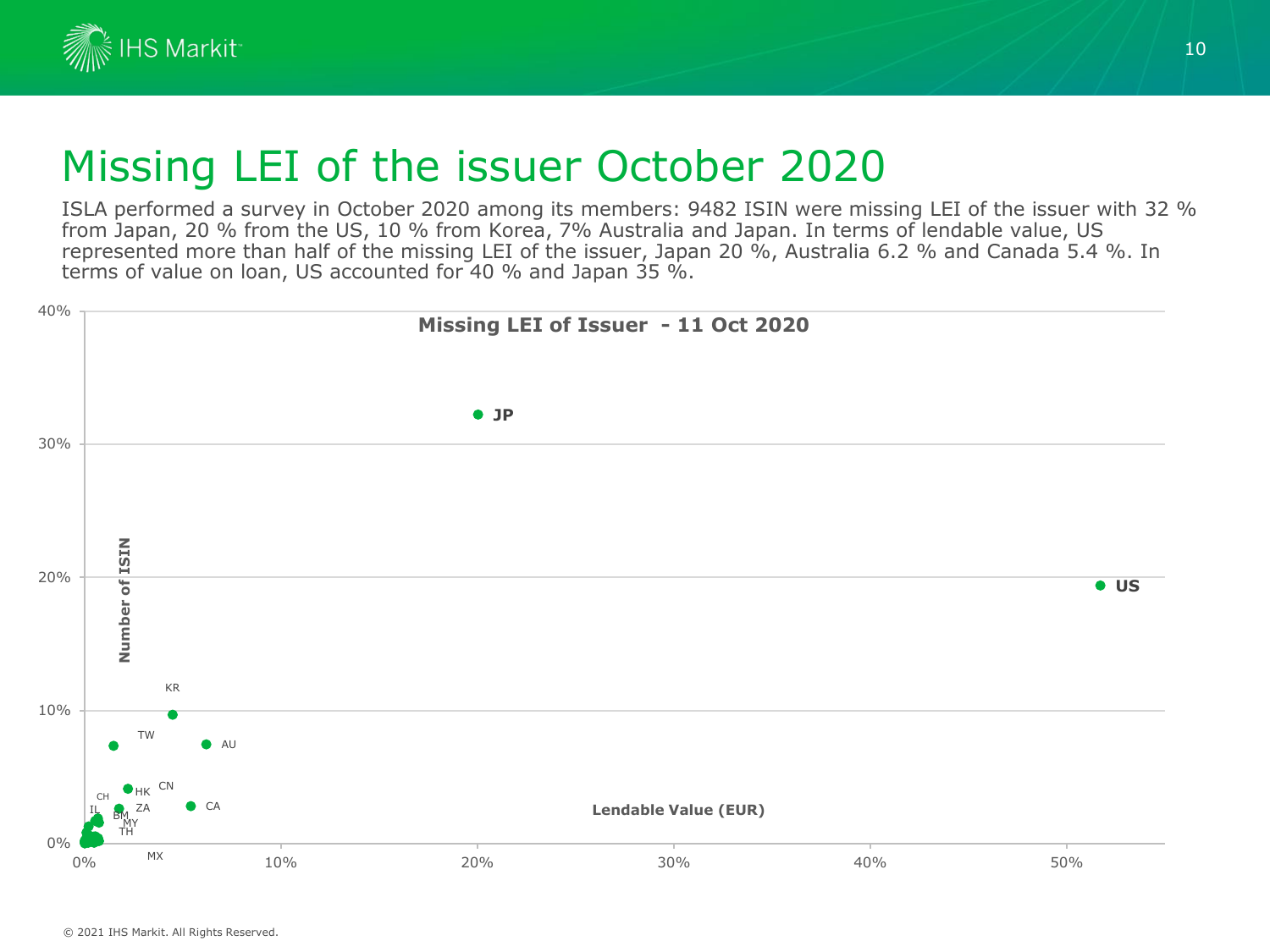# Missing LEI of the issuer October 2020

ISLA performed a survey in October 2020 among its members: 9482 ISIN were missing LEI of the issuer with 32 % from Japan, 20 % from the US, 10 % from Korea, 7% Australia and Japan. In terms of lendable value, US represented more than half of the missing LEI of the issuer, Japan 20 %, Australia 6.2 % and Canada 5.4 %. In terms of value on loan, US accounted for 40 % and Japan 35 %.

**Missing LEI of Issuer - 11 Oct 2020**

Y-axis: Number of ISIN (0% – 40%)
X-axis: Lendable Value (EUR) (0% – 50%)

Labelled points: JP, US, KR, TW, AU, HK, CN, CA, CH, ZA, IL, BM, MY, TH, MX

© 2021 IHS Markit. All Rights Reserved.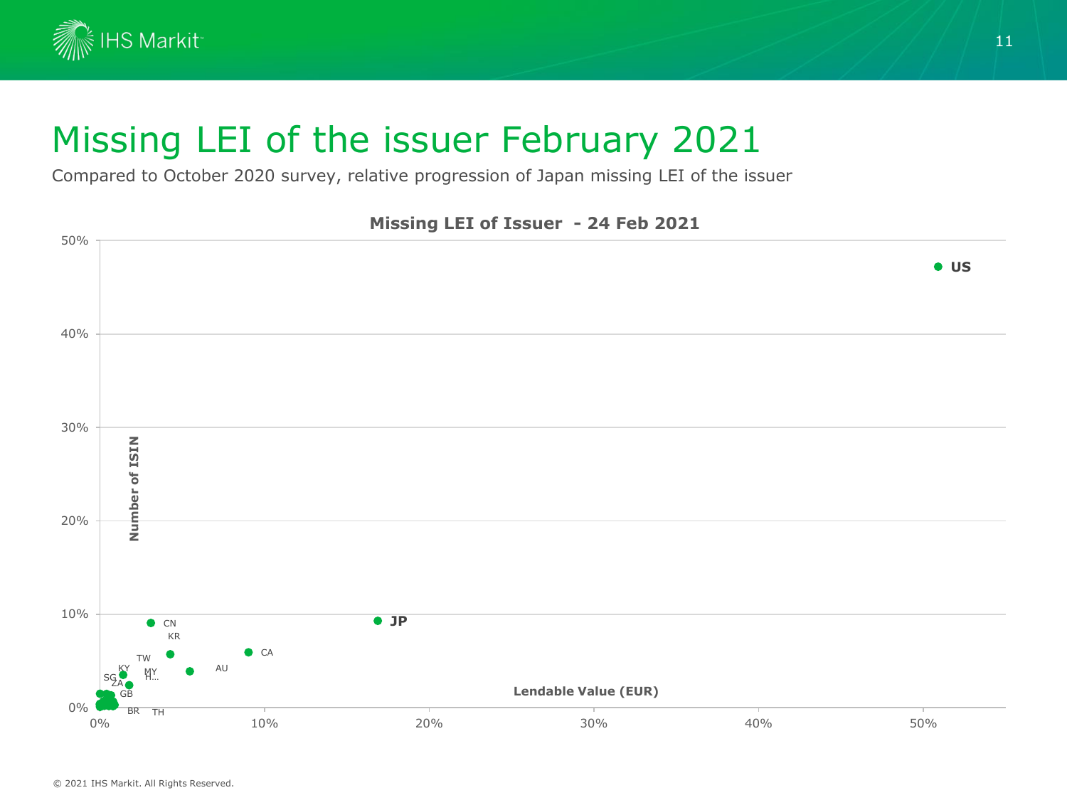# Missing LEI of the issuer February 2021

Compared to October 2020 survey, relative progression of Japan missing LEI of the issuer

Missing LEI of Issuer - 24 Feb 2021

Number of ISIN

50%
40%
30%
20%
10%
0%

Lendable Value (EUR)

0%
10%
20%
30%
40%
50%

US
JP
CN
KR
CA
TW
AU
KY
MY
H...
SG
ZA
GB
BR
TH

© 2021 IHS Markit. All Rights Reserved.